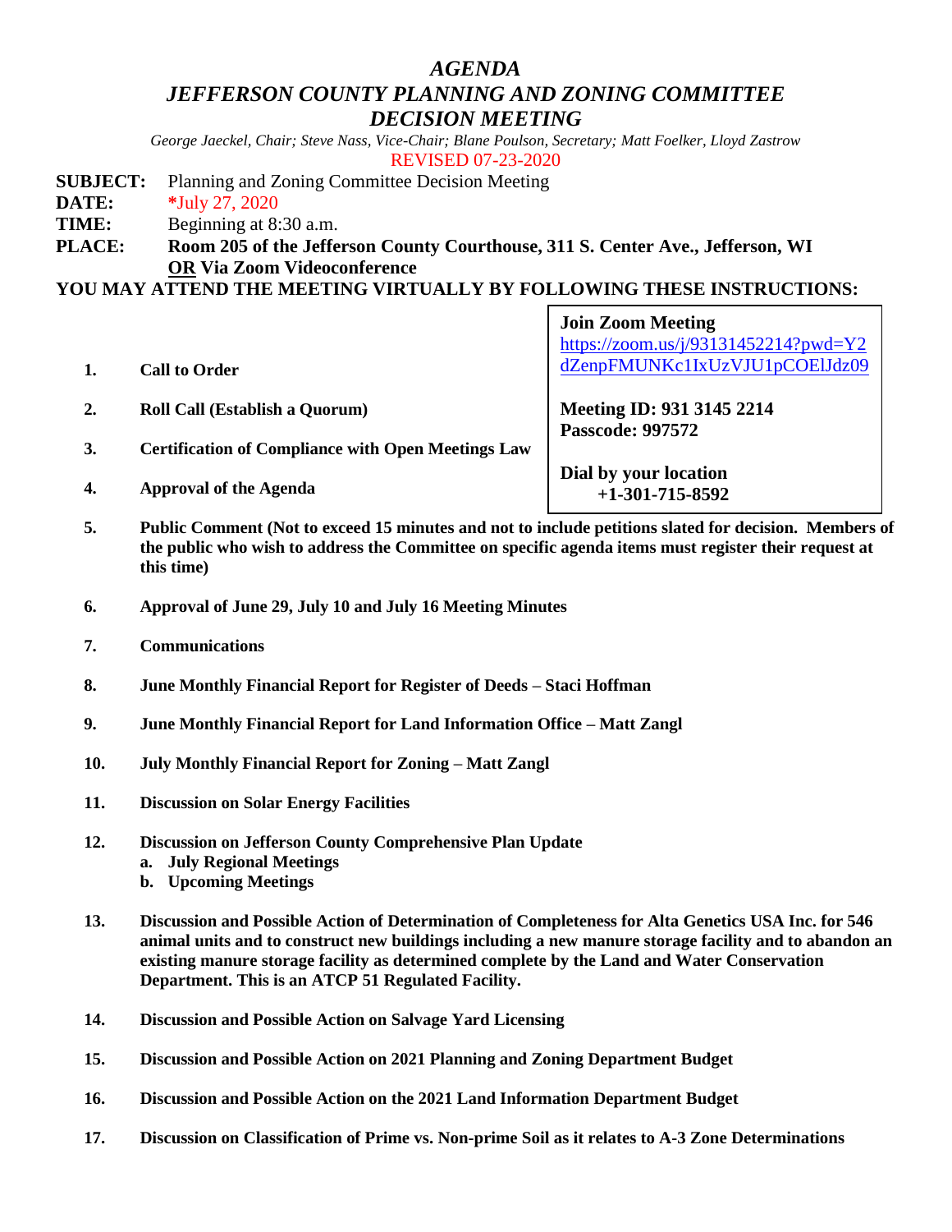# *AGENDA*
# *JEFFERSON COUNTY PLANNING AND ZONING COMMITTEE DECISION MEETING*

*George Jaeckel, Chair; Steve Nass, Vice-Chair; Blane Poulson, Secretary; Matt Foelker, Lloyd Zastrow*

REVISED 07-23-2020

**SUBJECT:** Planning and Zoning Committee Decision Meeting
**DATE:** *July 27, 2020
**TIME:** Beginning at 8:30 a.m.
**PLACE:** **Room 205 of the Jefferson County Courthouse, 311 S. Center Ave., Jefferson, WI** **OR Via Zoom Videoconference**

**YOU MAY ATTEND THE MEETING VIRTUALLY BY FOLLOWING THESE INSTRUCTIONS:**

**Join Zoom Meeting**
https://zoom.us/j/93131452214?pwd=Y2dZenpFMUNKc1IxUzVJU1pCOElJdz09

**Meeting ID: 931 3145 2214**
**Passcode: 997572**

**Dial by your location**
**+1-301-715-8592**

1. **Call to Order**
2. **Roll Call (Establish a Quorum)**
3. **Certification of Compliance with Open Meetings Law**
4. **Approval of the Agenda**
5. **Public Comment (Not to exceed 15 minutes and not to include petitions slated for decision. Members of the public who wish to address the Committee on specific agenda items must register their request at this time)**
6. **Approval of June 29, July 10 and July 16 Meeting Minutes**
7. **Communications**
8. **June Monthly Financial Report for Register of Deeds – Staci Hoffman**
9. **June Monthly Financial Report for Land Information Office – Matt Zangl**
10. **July Monthly Financial Report for Zoning – Matt Zangl**
11. **Discussion on Solar Energy Facilities**
12. **Discussion on Jefferson County Comprehensive Plan Update**
    a. **July Regional Meetings**
    b. **Upcoming Meetings**
13. **Discussion and Possible Action of Determination of Completeness for Alta Genetics USA Inc. for 546 animal units and to construct new buildings including a new manure storage facility and to abandon an existing manure storage facility as determined complete by the Land and Water Conservation Department. This is an ATCP 51 Regulated Facility.**
14. **Discussion and Possible Action on Salvage Yard Licensing**
15. **Discussion and Possible Action on 2021 Planning and Zoning Department Budget**
16. **Discussion and Possible Action on the 2021 Land Information Department Budget**
17. **Discussion on Classification of Prime vs. Non-prime Soil as it relates to A-3 Zone Determinations**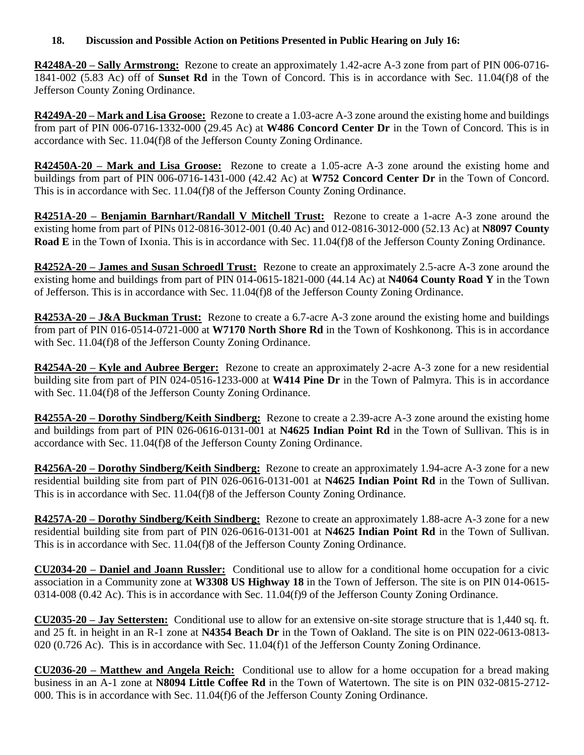**18. Discussion and Possible Action on Petitions Presented in Public Hearing on July 16:**

**R4248A-20 – Sally Armstrong:** Rezone to create an approximately 1.42-acre A-3 zone from part of PIN 006-0716-1841-002 (5.83 Ac) off of **Sunset Rd** in the Town of Concord. This is in accordance with Sec. 11.04(f)8 of the Jefferson County Zoning Ordinance.

**R4249A-20 – Mark and Lisa Groose:** Rezone to create a 1.03-acre A-3 zone around the existing home and buildings from part of PIN 006-0716-1332-000 (29.45 Ac) at **W486 Concord Center Dr** in the Town of Concord. This is in accordance with Sec. 11.04(f)8 of the Jefferson County Zoning Ordinance.

**R42450A-20 – Mark and Lisa Groose:** Rezone to create a 1.05-acre A-3 zone around the existing home and buildings from part of PIN 006-0716-1431-000 (42.42 Ac) at **W752 Concord Center Dr** in the Town of Concord. This is in accordance with Sec. 11.04(f)8 of the Jefferson County Zoning Ordinance.

**R4251A-20 – Benjamin Barnhart/Randall V Mitchell Trust:** Rezone to create a 1-acre A-3 zone around the existing home from part of PINs 012-0816-3012-001 (0.40 Ac) and 012-0816-3012-000 (52.13 Ac) at **N8097 County Road E** in the Town of Ixonia. This is in accordance with Sec. 11.04(f)8 of the Jefferson County Zoning Ordinance.

**R4252A-20 – James and Susan Schroedl Trust:** Rezone to create an approximately 2.5-acre A-3 zone around the existing home and buildings from part of PIN 014-0615-1821-000 (44.14 Ac) at **N4064 County Road Y** in the Town of Jefferson. This is in accordance with Sec. 11.04(f)8 of the Jefferson County Zoning Ordinance.

**R4253A-20 – J&A Buckman Trust:** Rezone to create a 6.7-acre A-3 zone around the existing home and buildings from part of PIN 016-0514-0721-000 at **W7170 North Shore Rd** in the Town of Koshkonong. This is in accordance with Sec. 11.04(f)8 of the Jefferson County Zoning Ordinance.

**R4254A-20 – Kyle and Aubree Berger:** Rezone to create an approximately 2-acre A-3 zone for a new residential building site from part of PIN 024-0516-1233-000 at **W414 Pine Dr** in the Town of Palmyra. This is in accordance with Sec. 11.04(f)8 of the Jefferson County Zoning Ordinance.

**R4255A-20 – Dorothy Sindberg/Keith Sindberg:** Rezone to create a 2.39-acre A-3 zone around the existing home and buildings from part of PIN 026-0616-0131-001 at **N4625 Indian Point Rd** in the Town of Sullivan. This is in accordance with Sec. 11.04(f)8 of the Jefferson County Zoning Ordinance.

**R4256A-20 – Dorothy Sindberg/Keith Sindberg:** Rezone to create an approximately 1.94-acre A-3 zone for a new residential building site from part of PIN 026-0616-0131-001 at **N4625 Indian Point Rd** in the Town of Sullivan. This is in accordance with Sec. 11.04(f)8 of the Jefferson County Zoning Ordinance.

**R4257A-20 – Dorothy Sindberg/Keith Sindberg:** Rezone to create an approximately 1.88-acre A-3 zone for a new residential building site from part of PIN 026-0616-0131-001 at **N4625 Indian Point Rd** in the Town of Sullivan. This is in accordance with Sec. 11.04(f)8 of the Jefferson County Zoning Ordinance.

**CU2034-20 – Daniel and Joann Russler:** Conditional use to allow for a conditional home occupation for a civic association in a Community zone at **W3308 US Highway 18** in the Town of Jefferson. The site is on PIN 014-0615-0314-008 (0.42 Ac). This is in accordance with Sec. 11.04(f)9 of the Jefferson County Zoning Ordinance.

**CU2035-20 – Jay Settersten:** Conditional use to allow for an extensive on-site storage structure that is 1,440 sq. ft. and 25 ft. in height in an R-1 zone at **N4354 Beach Dr** in the Town of Oakland. The site is on PIN 022-0613-0813-020 (0.726 Ac). This is in accordance with Sec. 11.04(f)1 of the Jefferson County Zoning Ordinance.

**CU2036-20 – Matthew and Angela Reich:** Conditional use to allow for a home occupation for a bread making business in an A-1 zone at **N8094 Little Coffee Rd** in the Town of Watertown. The site is on PIN 032-0815-2712-000. This is in accordance with Sec. 11.04(f)6 of the Jefferson County Zoning Ordinance.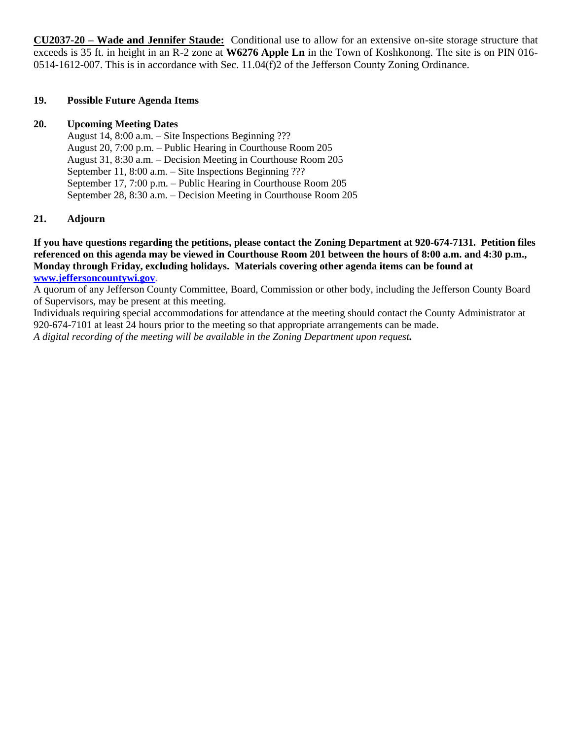**<u>CU2037-20 – Wade and Jennifer Staude:</u>** Conditional use to allow for an extensive on-site storage structure that exceeds is 35 ft. in height in an R-2 zone at **W6276 Apple Ln** in the Town of Koshkonong. The site is on PIN 016-0514-1612-007. This is in accordance with Sec. 11.04(f)2 of the Jefferson County Zoning Ordinance.

**19. Possible Future Agenda Items**

**20. Upcoming Meeting Dates**

August 14, 8:00 a.m. – Site Inspections Beginning ???
August 20, 7:00 p.m. – Public Hearing in Courthouse Room 205
August 31, 8:30 a.m. – Decision Meeting in Courthouse Room 205
September 11, 8:00 a.m. – Site Inspections Beginning ???
September 17, 7:00 p.m. – Public Hearing in Courthouse Room 205
September 28, 8:30 a.m. – Decision Meeting in Courthouse Room 205

**21. Adjourn**

**If you have questions regarding the petitions, please contact the Zoning Department at 920-674-7131. Petition files referenced on this agenda may be viewed in Courthouse Room 201 between the hours of 8:00 a.m. and 4:30 p.m., Monday through Friday, excluding holidays. Materials covering other agenda items can be found at [www.jeffersoncountywi.gov](http://www.jeffersoncountywi.gov).**

A quorum of any Jefferson County Committee, Board, Commission or other body, including the Jefferson County Board of Supervisors, may be present at this meeting.

Individuals requiring special accommodations for attendance at the meeting should contact the County Administrator at 920-674-7101 at least 24 hours prior to the meeting so that appropriate arrangements can be made.

***A digital recording of the meeting will be available in the Zoning Department upon request.***